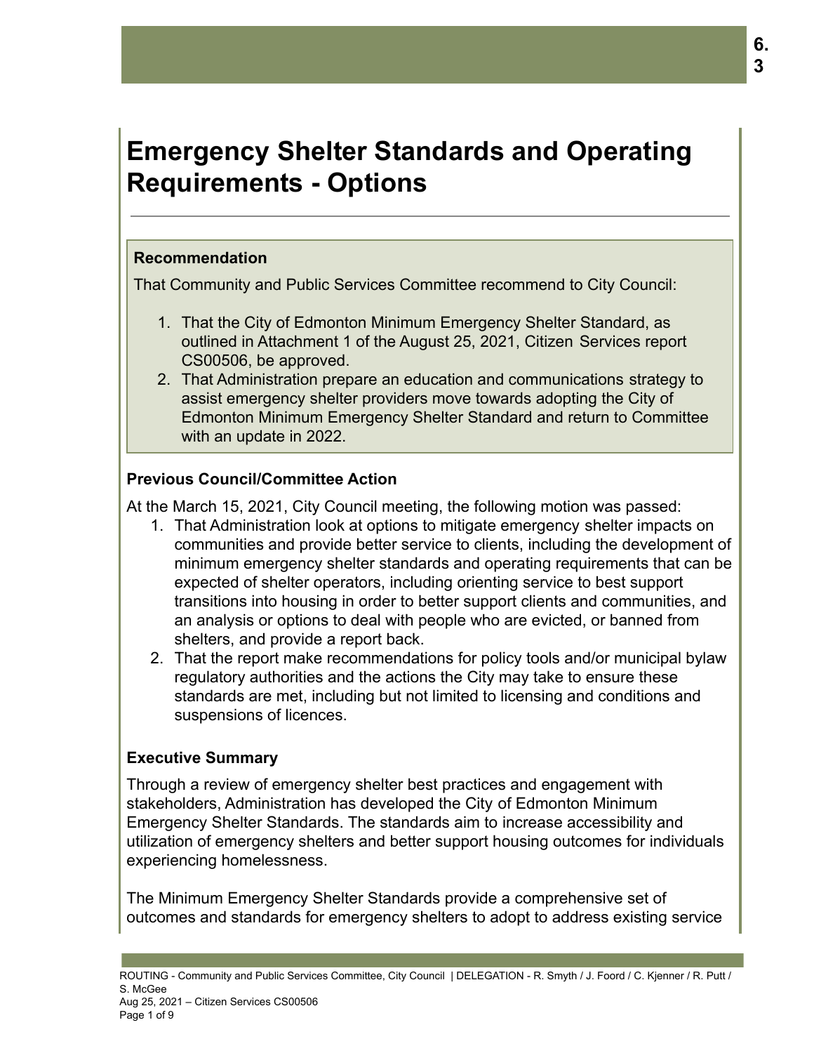# Emergency Shelter Standards and Operating Requirements - Options

## Recommendation

That Community and Public Services Committee recommend to City Council:

1. That the City of Edmonton Minimum Emergency Shelter Standard, as outlined in Attachment 1 of the August 25, 2021, Citizen Services report CS00506, be approved.
2. That Administration prepare an education and communications strategy to assist emergency shelter providers move towards adopting the City of Edmonton Minimum Emergency Shelter Standard and return to Committee with an update in 2022.

## Previous Council/Committee Action

At the March 15, 2021, City Council meeting, the following motion was passed:

1. That Administration look at options to mitigate emergency shelter impacts on communities and provide better service to clients, including the development of minimum emergency shelter standards and operating requirements that can be expected of shelter operators, including orienting service to best support transitions into housing in order to better support clients and communities, and an analysis or options to deal with people who are evicted, or banned from shelters, and provide a report back.
2. That the report make recommendations for policy tools and/or municipal bylaw regulatory authorities and the actions the City may take to ensure these standards are met, including but not limited to licensing and conditions and suspensions of licences.

## Executive Summary

Through a review of emergency shelter best practices and engagement with stakeholders, Administration has developed the City of Edmonton Minimum Emergency Shelter Standards. The standards aim to increase accessibility and utilization of emergency shelters and better support housing outcomes for individuals experiencing homelessness.

The Minimum Emergency Shelter Standards provide a comprehensive set of outcomes and standards for emergency shelters to adopt to address existing service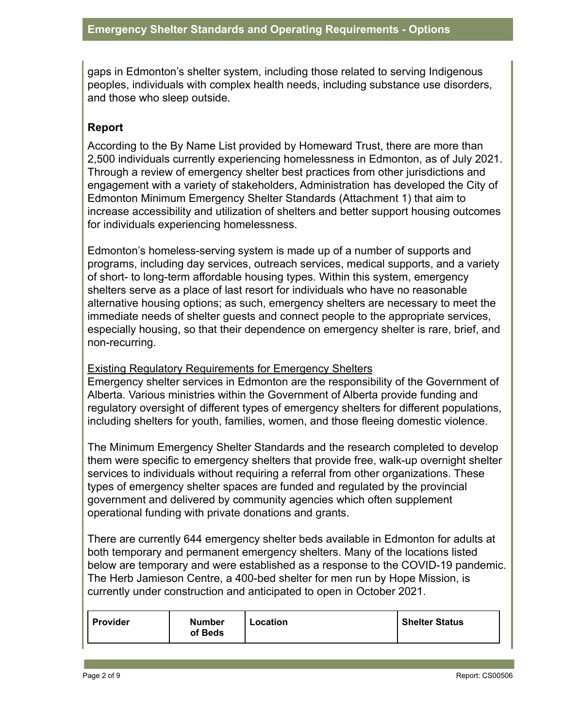gaps in Edmonton's shelter system, including those related to serving Indigenous peoples, individuals with complex health needs, including substance use disorders, and those who sleep outside.

## Report

According to the By Name List provided by Homeward Trust, there are more than 2,500 individuals currently experiencing homelessness in Edmonton, as of July 2021. Through a review of emergency shelter best practices from other jurisdictions and engagement with a variety of stakeholders, Administration has developed the City of Edmonton Minimum Emergency Shelter Standards (Attachment 1) that aim to increase accessibility and utilization of shelters and better support housing outcomes for individuals experiencing homelessness.

Edmonton's homeless-serving system is made up of a number of supports and programs, including day services, outreach services, medical supports, and a variety of short- to long-term affordable housing types. Within this system, emergency shelters serve as a place of last resort for individuals who have no reasonable alternative housing options; as such, emergency shelters are necessary to meet the immediate needs of shelter guests and connect people to the appropriate services, especially housing, so that their dependence on emergency shelter is rare, brief, and non-recurring.

### Existing Regulatory Requirements for Emergency Shelters

Emergency shelter services in Edmonton are the responsibility of the Government of Alberta. Various ministries within the Government of Alberta provide funding and regulatory oversight of different types of emergency shelters for different populations, including shelters for youth, families, women, and those fleeing domestic violence.

The Minimum Emergency Shelter Standards and the research completed to develop them were specific to emergency shelters that provide free, walk-up overnight shelter services to individuals without requiring a referral from other organizations. These types of emergency shelter spaces are funded and regulated by the provincial government and delivered by community agencies which often supplement operational funding with private donations and grants.

There are currently 644 emergency shelter beds available in Edmonton for adults at both temporary and permanent emergency shelters. Many of the locations listed below are temporary and were established as a response to the COVID-19 pandemic. The Herb Jamieson Centre, a 400-bed shelter for men run by Hope Mission, is currently under construction and anticipated to open in October 2021.

| Provider | Number of Beds | Location | Shelter Status |
|---|---|---|---|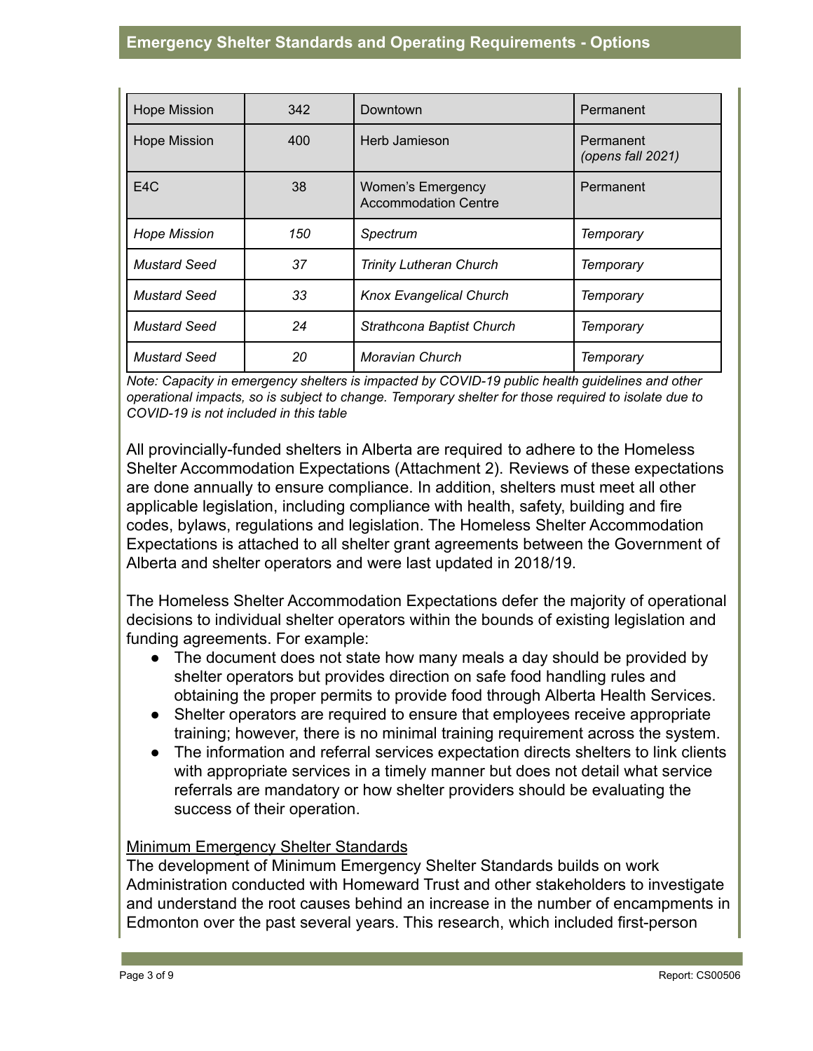| | | | |
|---|---|---|---|
| Hope Mission | 342 | Downtown | Permanent |
| Hope Mission | 400 | Herb Jamieson | Permanent *(opens fall 2021)* |
| E4C | 38 | Women's Emergency Accommodation Centre | Permanent |
| *Hope Mission* | *150* | *Spectrum* | *Temporary* |
| *Mustard Seed* | *37* | *Trinity Lutheran Church* | *Temporary* |
| *Mustard Seed* | *33* | *Knox Evangelical Church* | *Temporary* |
| *Mustard Seed* | *24* | *Strathcona Baptist Church* | *Temporary* |
| *Mustard Seed* | *20* | *Moravian Church* | *Temporary* |

*Note: Capacity in emergency shelters is impacted by COVID-19 public health guidelines and other operational impacts, so is subject to change. Temporary shelter for those required to isolate due to COVID-19 is not included in this table*

All provincially-funded shelters in Alberta are required to adhere to the Homeless Shelter Accommodation Expectations (Attachment 2). Reviews of these expectations are done annually to ensure compliance. In addition, shelters must meet all other applicable legislation, including compliance with health, safety, building and fire codes, bylaws, regulations and legislation. The Homeless Shelter Accommodation Expectations is attached to all shelter grant agreements between the Government of Alberta and shelter operators and were last updated in 2018/19.

The Homeless Shelter Accommodation Expectations defer the majority of operational decisions to individual shelter operators within the bounds of existing legislation and funding agreements. For example:

- The document does not state how many meals a day should be provided by shelter operators but provides direction on safe food handling rules and obtaining the proper permits to provide food through Alberta Health Services.
- Shelter operators are required to ensure that employees receive appropriate training; however, there is no minimal training requirement across the system.
- The information and referral services expectation directs shelters to link clients with appropriate services in a timely manner but does not detail what service referrals are mandatory or how shelter providers should be evaluating the success of their operation.

Minimum Emergency Shelter Standards

The development of Minimum Emergency Shelter Standards builds on work Administration conducted with Homeward Trust and other stakeholders to investigate and understand the root causes behind an increase in the number of encampments in Edmonton over the past several years. This research, which included first-person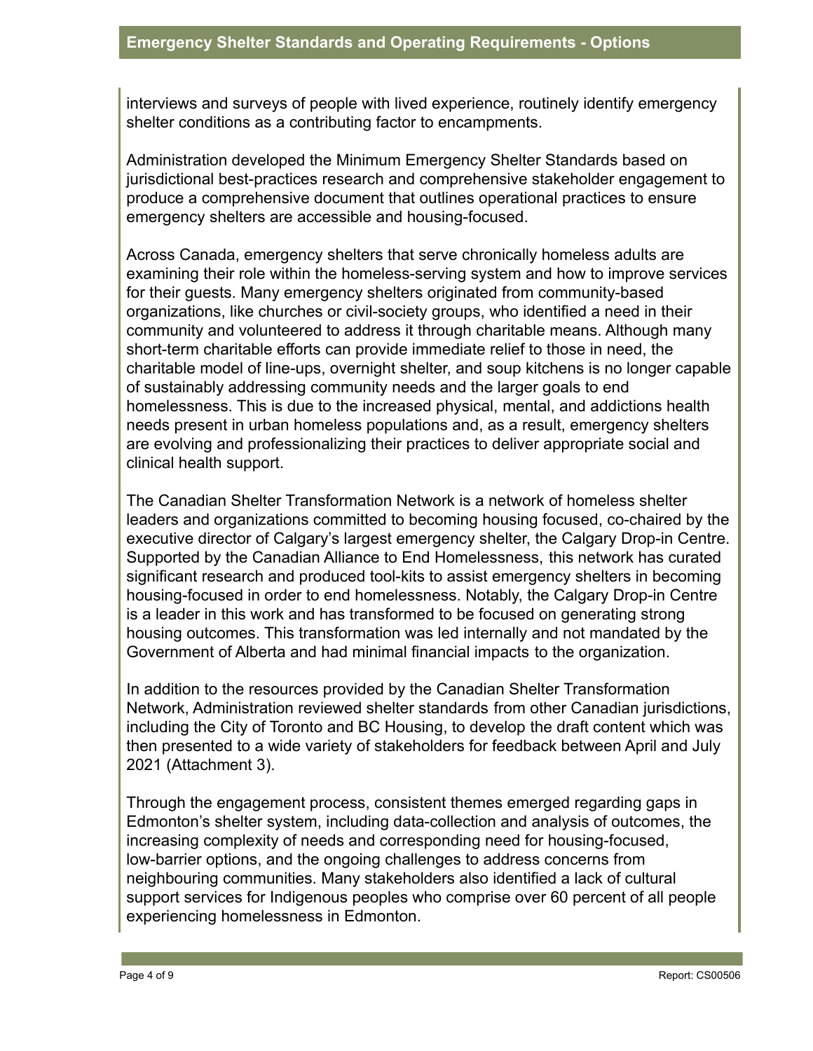interviews and surveys of people with lived experience, routinely identify emergency shelter conditions as a contributing factor to encampments.

Administration developed the Minimum Emergency Shelter Standards based on jurisdictional best-practices research and comprehensive stakeholder engagement to produce a comprehensive document that outlines operational practices to ensure emergency shelters are accessible and housing-focused.

Across Canada, emergency shelters that serve chronically homeless adults are examining their role within the homeless-serving system and how to improve services for their guests. Many emergency shelters originated from community-based organizations, like churches or civil-society groups, who identified a need in their community and volunteered to address it through charitable means. Although many short-term charitable efforts can provide immediate relief to those in need, the charitable model of line-ups, overnight shelter, and soup kitchens is no longer capable of sustainably addressing community needs and the larger goals to end homelessness. This is due to the increased physical, mental, and addictions health needs present in urban homeless populations and, as a result, emergency shelters are evolving and professionalizing their practices to deliver appropriate social and clinical health support.

The Canadian Shelter Transformation Network is a network of homeless shelter leaders and organizations committed to becoming housing focused, co-chaired by the executive director of Calgary's largest emergency shelter, the Calgary Drop-in Centre. Supported by the Canadian Alliance to End Homelessness, this network has curated significant research and produced tool-kits to assist emergency shelters in becoming housing-focused in order to end homelessness. Notably, the Calgary Drop-in Centre is a leader in this work and has transformed to be focused on generating strong housing outcomes. This transformation was led internally and not mandated by the Government of Alberta and had minimal financial impacts to the organization.

In addition to the resources provided by the Canadian Shelter Transformation Network, Administration reviewed shelter standards from other Canadian jurisdictions, including the City of Toronto and BC Housing, to develop the draft content which was then presented to a wide variety of stakeholders for feedback between April and July 2021 (Attachment 3).

Through the engagement process, consistent themes emerged regarding gaps in Edmonton's shelter system, including data-collection and analysis of outcomes, the increasing complexity of needs and corresponding need for housing-focused, low-barrier options, and the ongoing challenges to address concerns from neighbouring communities. Many stakeholders also identified a lack of cultural support services for Indigenous peoples who comprise over 60 percent of all people experiencing homelessness in Edmonton.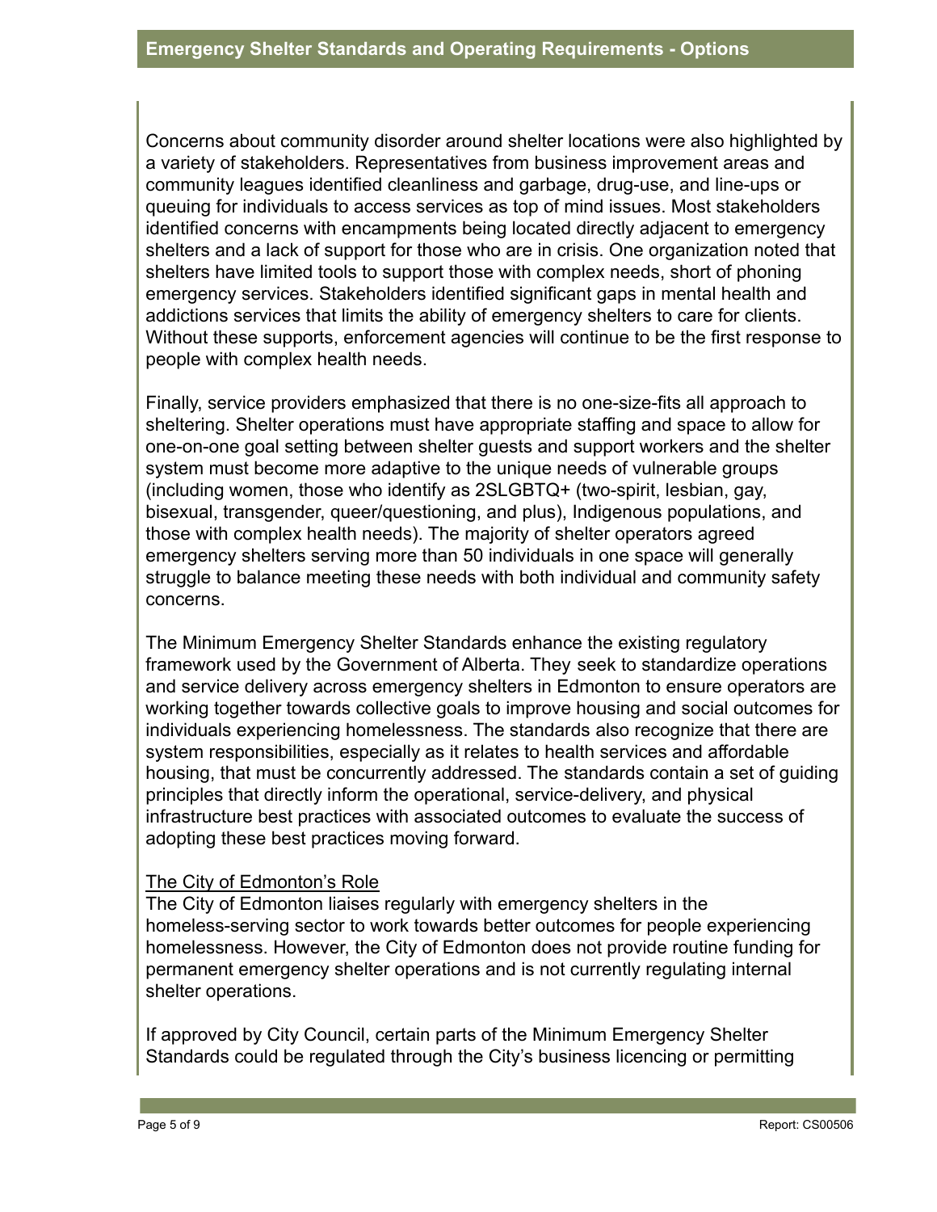Concerns about community disorder around shelter locations were also highlighted by a variety of stakeholders. Representatives from business improvement areas and community leagues identified cleanliness and garbage, drug-use, and line-ups or queuing for individuals to access services as top of mind issues. Most stakeholders identified concerns with encampments being located directly adjacent to emergency shelters and a lack of support for those who are in crisis. One organization noted that shelters have limited tools to support those with complex needs, short of phoning emergency services. Stakeholders identified significant gaps in mental health and addictions services that limits the ability of emergency shelters to care for clients. Without these supports, enforcement agencies will continue to be the first response to people with complex health needs.

Finally, service providers emphasized that there is no one-size-fits all approach to sheltering. Shelter operations must have appropriate staffing and space to allow for one-on-one goal setting between shelter guests and support workers and the shelter system must become more adaptive to the unique needs of vulnerable groups (including women, those who identify as 2SLGBTQ+ (two-spirit, lesbian, gay, bisexual, transgender, queer/questioning, and plus), Indigenous populations, and those with complex health needs). The majority of shelter operators agreed emergency shelters serving more than 50 individuals in one space will generally struggle to balance meeting these needs with both individual and community safety concerns.

The Minimum Emergency Shelter Standards enhance the existing regulatory framework used by the Government of Alberta. They seek to standardize operations and service delivery across emergency shelters in Edmonton to ensure operators are working together towards collective goals to improve housing and social outcomes for individuals experiencing homelessness. The standards also recognize that there are system responsibilities, especially as it relates to health services and affordable housing, that must be concurrently addressed. The standards contain a set of guiding principles that directly inform the operational, service-delivery, and physical infrastructure best practices with associated outcomes to evaluate the success of adopting these best practices moving forward.

The City of Edmonton's Role

The City of Edmonton liaises regularly with emergency shelters in the homeless-serving sector to work towards better outcomes for people experiencing homelessness. However, the City of Edmonton does not provide routine funding for permanent emergency shelter operations and is not currently regulating internal shelter operations.

If approved by City Council, certain parts of the Minimum Emergency Shelter Standards could be regulated through the City's business licencing or permitting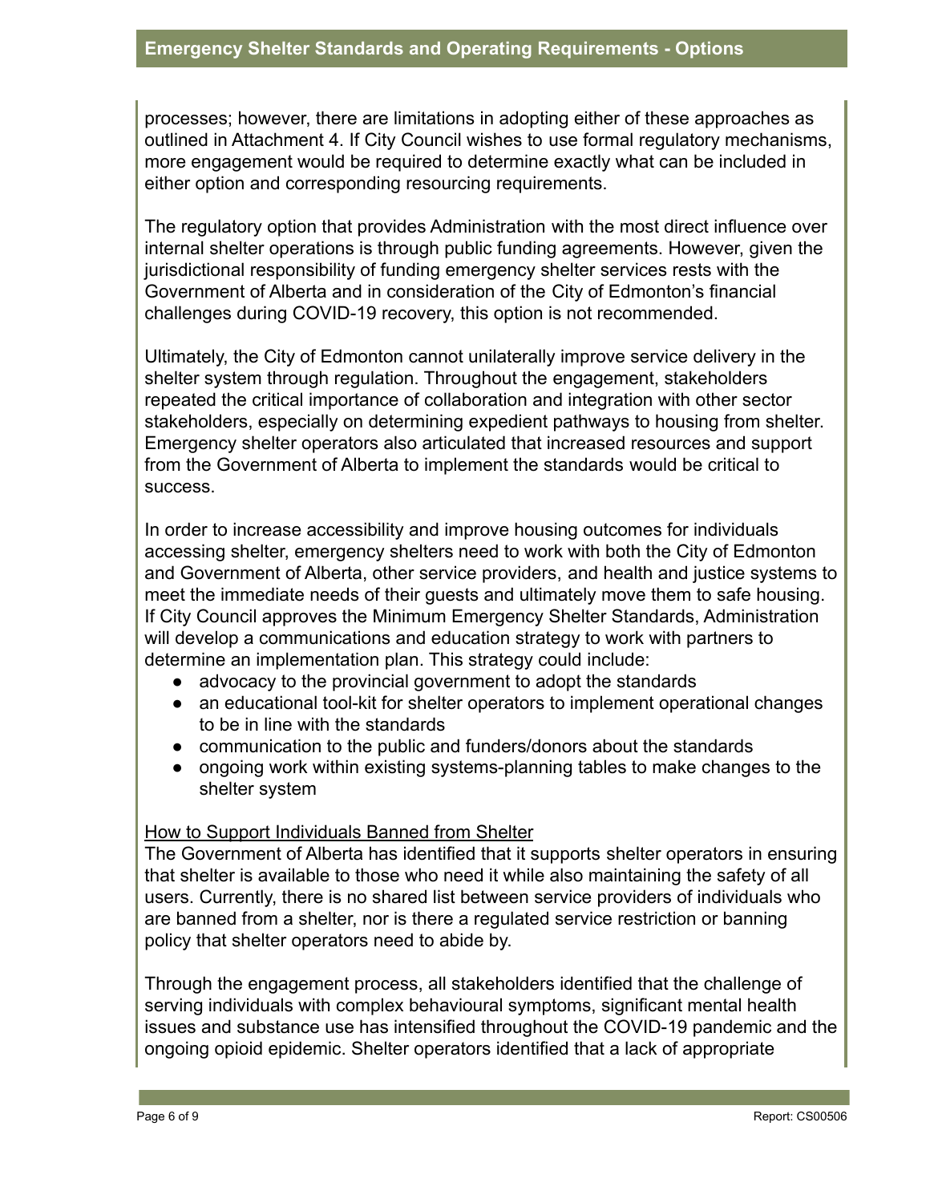processes; however, there are limitations in adopting either of these approaches as outlined in Attachment 4. If City Council wishes to use formal regulatory mechanisms, more engagement would be required to determine exactly what can be included in either option and corresponding resourcing requirements.

The regulatory option that provides Administration with the most direct influence over internal shelter operations is through public funding agreements. However, given the jurisdictional responsibility of funding emergency shelter services rests with the Government of Alberta and in consideration of the City of Edmonton's financial challenges during COVID-19 recovery, this option is not recommended.

Ultimately, the City of Edmonton cannot unilaterally improve service delivery in the shelter system through regulation. Throughout the engagement, stakeholders repeated the critical importance of collaboration and integration with other sector stakeholders, especially on determining expedient pathways to housing from shelter. Emergency shelter operators also articulated that increased resources and support from the Government of Alberta to implement the standards would be critical to success.

In order to increase accessibility and improve housing outcomes for individuals accessing shelter, emergency shelters need to work with both the City of Edmonton and Government of Alberta, other service providers, and health and justice systems to meet the immediate needs of their guests and ultimately move them to safe housing. If City Council approves the Minimum Emergency Shelter Standards, Administration will develop a communications and education strategy to work with partners to determine an implementation plan. This strategy could include:

- advocacy to the provincial government to adopt the standards
- an educational tool-kit for shelter operators to implement operational changes to be in line with the standards
- communication to the public and funders/donors about the standards
- ongoing work within existing systems-planning tables to make changes to the shelter system

<u>How to Support Individuals Banned from Shelter</u>

The Government of Alberta has identified that it supports shelter operators in ensuring that shelter is available to those who need it while also maintaining the safety of all users. Currently, there is no shared list between service providers of individuals who are banned from a shelter, nor is there a regulated service restriction or banning policy that shelter operators need to abide by.

Through the engagement process, all stakeholders identified that the challenge of serving individuals with complex behavioural symptoms, significant mental health issues and substance use has intensified throughout the COVID-19 pandemic and the ongoing opioid epidemic. Shelter operators identified that a lack of appropriate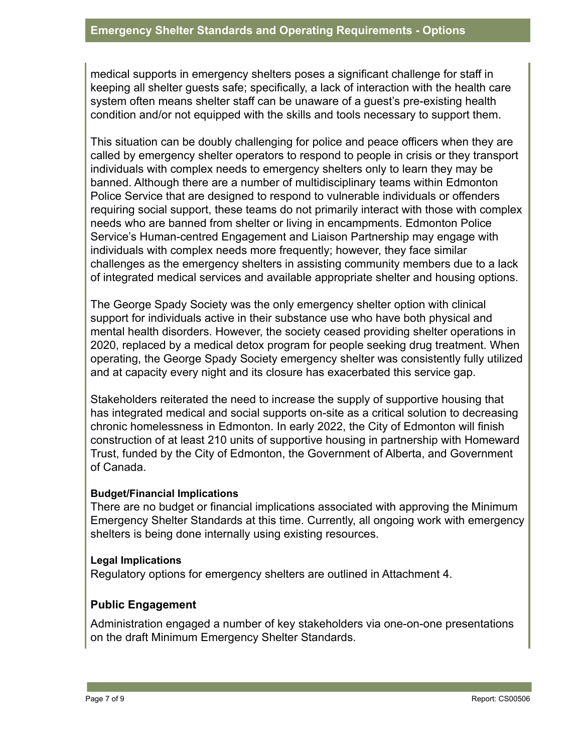medical supports in emergency shelters poses a significant challenge for staff in keeping all shelter guests safe; specifically, a lack of interaction with the health care system often means shelter staff can be unaware of a guest's pre-existing health condition and/or not equipped with the skills and tools necessary to support them.

This situation can be doubly challenging for police and peace officers when they are called by emergency shelter operators to respond to people in crisis or they transport individuals with complex needs to emergency shelters only to learn they may be banned. Although there are a number of multidisciplinary teams within Edmonton Police Service that are designed to respond to vulnerable individuals or offenders requiring social support, these teams do not primarily interact with those with complex needs who are banned from shelter or living in encampments. Edmonton Police Service's Human-centred Engagement and Liaison Partnership may engage with individuals with complex needs more frequently; however, they face similar challenges as the emergency shelters in assisting community members due to a lack of integrated medical services and available appropriate shelter and housing options.

The George Spady Society was the only emergency shelter option with clinical support for individuals active in their substance use who have both physical and mental health disorders. However, the society ceased providing shelter operations in 2020, replaced by a medical detox program for people seeking drug treatment. When operating, the George Spady Society emergency shelter was consistently fully utilized and at capacity every night and its closure has exacerbated this service gap.

Stakeholders reiterated the need to increase the supply of supportive housing that has integrated medical and social supports on-site as a critical solution to decreasing chronic homelessness in Edmonton. In early 2022, the City of Edmonton will finish construction of at least 210 units of supportive housing in partnership with Homeward Trust, funded by the City of Edmonton, the Government of Alberta, and Government of Canada.

#### Budget/Financial Implications

There are no budget or financial implications associated with approving the Minimum Emergency Shelter Standards at this time. Currently, all ongoing work with emergency shelters is being done internally using existing resources.

#### Legal Implications

Regulatory options for emergency shelters are outlined in Attachment 4.

### Public Engagement

Administration engaged a number of key stakeholders via one-on-one presentations on the draft Minimum Emergency Shelter Standards.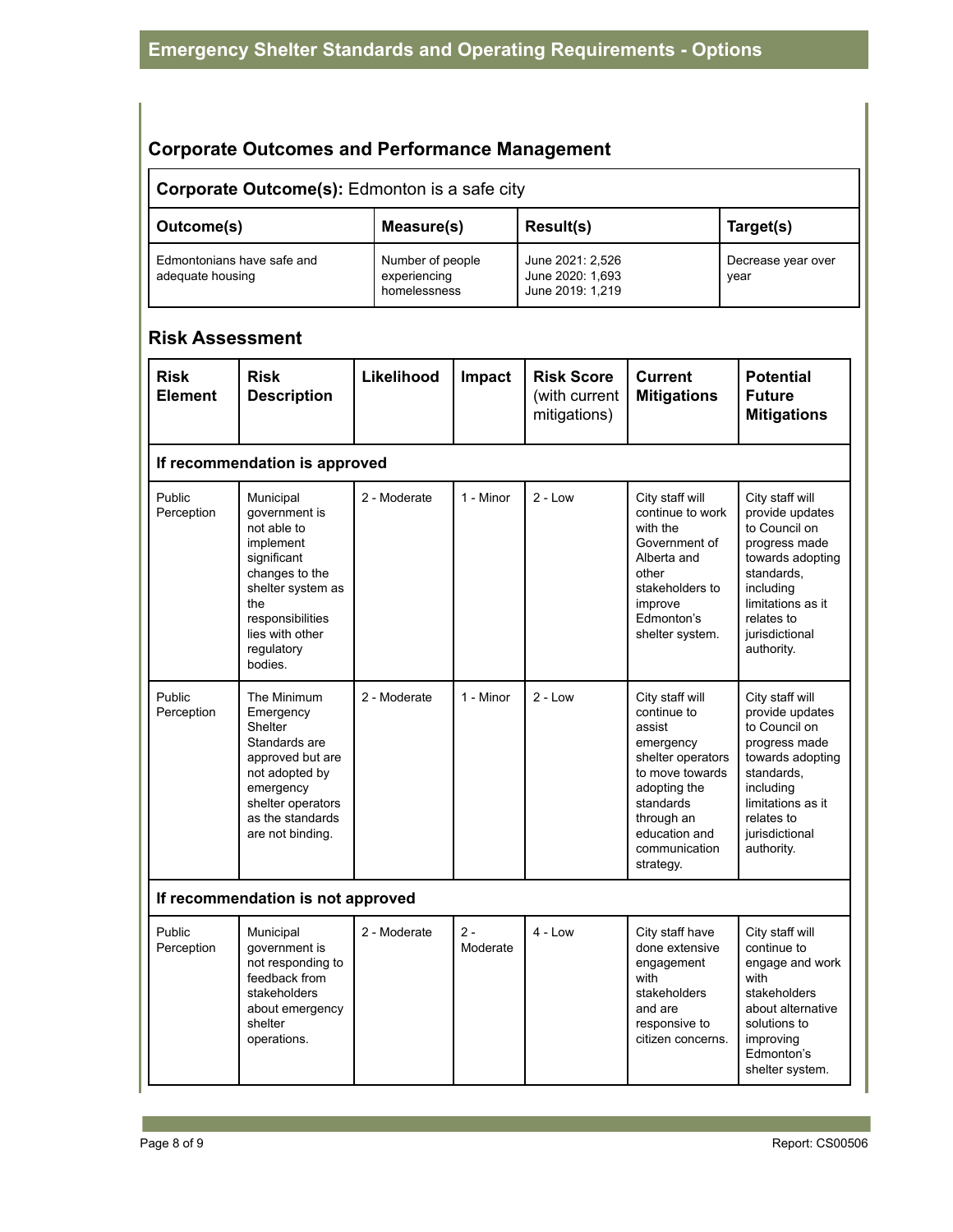## Corporate Outcomes and Performance Management

| **Corporate Outcome(s):** Edmonton is a safe city | | | |
|---|---|---|---|
| **Outcome(s)** | **Measure(s)** | **Result(s)** | **Target(s)** |
| Edmontonians have safe and adequate housing | Number of people experiencing homelessness | June 2021: 2,526<br>June 2020: 1,693<br>June 2019: 1,219 | Decrease year over year |

## Risk Assessment

| Risk Element | Risk Description | Likelihood | Impact | Risk Score (with current mitigations) | Current Mitigations | Potential Future Mitigations |
|---|---|---|---|---|---|---|
| **If recommendation is approved** | | | | | | |
| Public Perception | Municipal government is not able to implement significant changes to the shelter system as the responsibilities lies with other regulatory bodies. | 2 - Moderate | 1 - Minor | 2 - Low | City staff will continue to work with the Government of Alberta and other stakeholders to improve Edmonton's shelter system. | City staff will provide updates to Council on progress made towards adopting standards, including limitations as it relates to jurisdictional authority. |
| Public Perception | The Minimum Emergency Shelter Standards are approved but are not adopted by emergency shelter operators as the standards are not binding. | 2 - Moderate | 1 - Minor | 2 - Low | City staff will continue to assist emergency shelter operators to move towards adopting the standards through an education and communication strategy. | City staff will provide updates to Council on progress made towards adopting standards, including limitations as it relates to jurisdictional authority. |
| **If recommendation is not approved** | | | | | | |
| Public Perception | Municipal government is not responding to feedback from stakeholders about emergency shelter operations. | 2 - Moderate | 2 - Moderate | 4 - Low | City staff have done extensive engagement with stakeholders and are responsive to citizen concerns. | City staff will continue to engage and work with stakeholders about alternative solutions to improving Edmonton's shelter system. |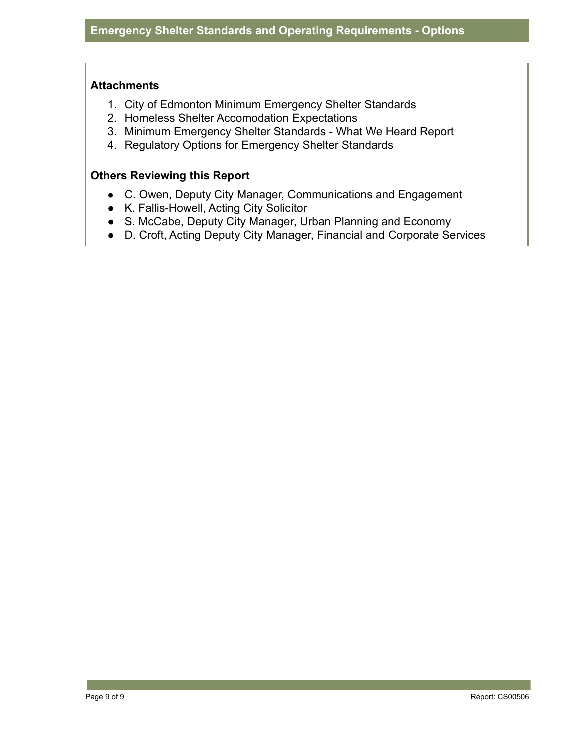## Attachments

1. City of Edmonton Minimum Emergency Shelter Standards
2. Homeless Shelter Accomodation Expectations
3. Minimum Emergency Shelter Standards - What We Heard Report
4. Regulatory Options for Emergency Shelter Standards

## Others Reviewing this Report

- C. Owen, Deputy City Manager, Communications and Engagement
- K. Fallis-Howell, Acting City Solicitor
- S. McCabe, Deputy City Manager, Urban Planning and Economy
- D. Croft, Acting Deputy City Manager, Financial and Corporate Services